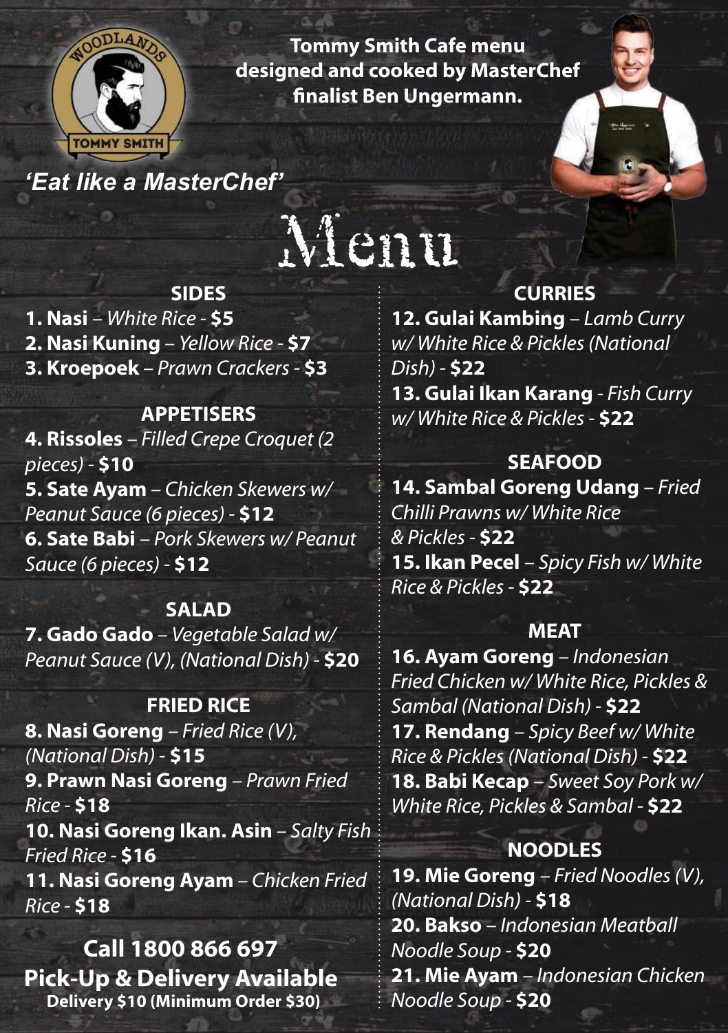WOODLANDS TOMMY SMITH

**Tommy Smith Cafe menu designed and cooked by MasterChef finalist Ben Ungermann.**

*'Eat like a MasterChef'*

# Menu

## SIDES

**1. Nasi** – *White Rice* - **$5**
**2. Nasi Kuning** – *Yellow Rice* - **$7**
**3. Kroepoek** – *Prawn Crackers* - **$3**

## APPETISERS

**4. Rissoles** – *Filled Crepe Croquet (2 pieces)* - **$10**
**5. Sate Ayam** – *Chicken Skewers w/ Peanut Sauce (6 pieces)* - **$12**
**6. Sate Babi** – *Pork Skewers w/ Peanut Sauce (6 pieces)* - **$12**

## SALAD

**7. Gado Gado** – *Vegetable Salad w/ Peanut Sauce (V), (National Dish)* - **$20**

## FRIED RICE

**8. Nasi Goreng** – *Fried Rice (V), (National Dish)* - **$15**
**9. Prawn Nasi Goreng** – *Prawn Fried Rice* - **$18**
**10. Nasi Goreng Ikan. Asin** – *Salty Fish Fried Rice* - **$16**
**11. Nasi Goreng Ayam** – *Chicken Fried Rice* - **$18**

**Call 1800 866 697**
**Pick-Up & Delivery Available**
**Delivery $10 (Minimum Order $30)**

## CURRIES

**12. Gulai Kambing** – *Lamb Curry w/ White Rice & Pickles (National Dish)* - **$22**
**13. Gulai Ikan Karang** - *Fish Curry w/ White Rice & Pickles* - **$22**

## SEAFOOD

**14. Sambal Goreng Udang** – *Fried Chilli Prawns w/ White Rice & Pickles* - **$22**
**15. Ikan Pecel** – *Spicy Fish w/ White Rice & Pickles* - **$22**

## MEAT

**16. Ayam Goreng** – *Indonesian Fried Chicken w/ White Rice, Pickles & Sambal (National Dish)* - **$22**
**17. Rendang** – *Spicy Beef w/ White Rice & Pickles (National Dish)* - **$22**
**18. Babi Kecap** – *Sweet Soy Pork w/ White Rice, Pickles & Sambal* - **$22**

## NOODLES

**19. Mie Goreng** – *Fried Noodles (V), (National Dish)* - **$18**
**20. Bakso** – *Indonesian Meatball Noodle Soup* - **$20**
**21. Mie Ayam** – *Indonesian Chicken Noodle Soup* - **$20**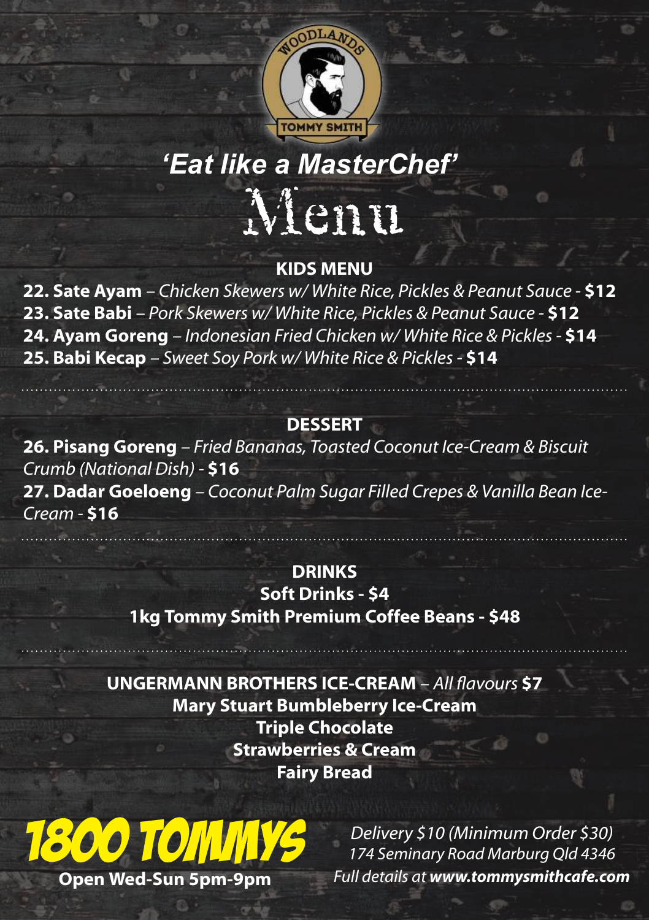WOODLANDS

TOMMY SMITH

## *'Eat like a MasterChef'*

# Menu

### KIDS MENU

**22. Sate Ayam** – *Chicken Skewers w/ White Rice, Pickles & Peanut Sauce* - **$12**
**23. Sate Babi** – *Pork Skewers w/ White Rice, Pickles & Peanut Sauce* - **$12**
**24. Ayam Goreng** – *Indonesian Fried Chicken w/ White Rice & Pickles* - **$14**
**25. Babi Kecap** – *Sweet Soy Pork w/ White Rice & Pickles* - **$14**

---

### DESSERT

**26. Pisang Goreng** – *Fried Bananas, Toasted Coconut Ice-Cream & Biscuit Crumb (National Dish)* - **$16**
**27. Dadar Goeloeng** – *Coconut Palm Sugar Filled Crepes & Vanilla Bean Ice-Cream* - **$16**

---

### DRINKS

**Soft Drinks - $4**
**1kg Tommy Smith Premium Coffee Beans - $48**

---

**UNGERMANN BROTHERS ICE-CREAM** – *All flavours* **$7**
**Mary Stuart Bumbleberry Ice-Cream**
**Triple Chocolate**
**Strawberries & Cream**
**Fairy Bread**

**1800 TOMMYS**
**Open Wed-Sun 5pm-9pm**

*Delivery $10 (Minimum Order $30)*
*174 Seminary Road Marburg Qld 4346*
*Full details at* ***www.tommysmithcafe.com***